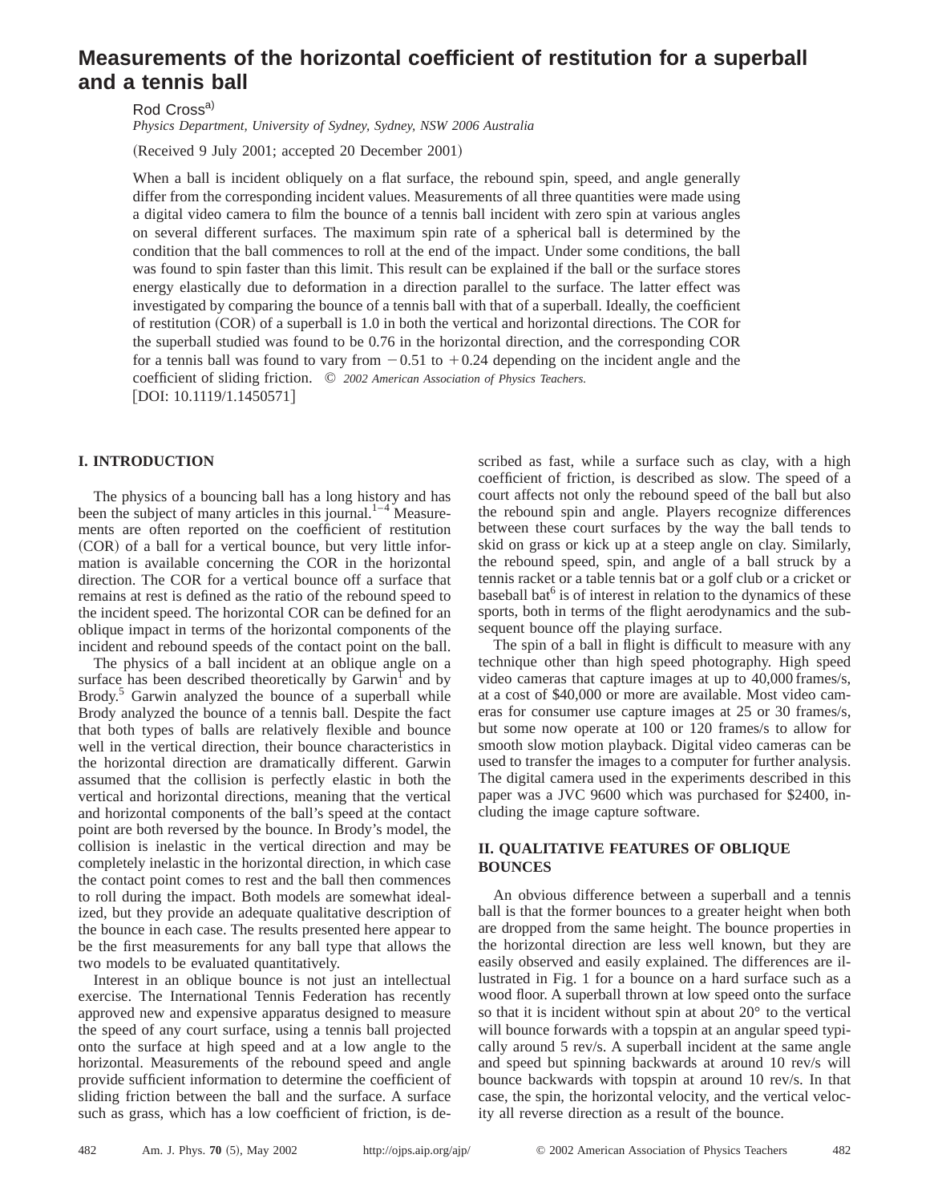# Measurements of the horizontal coefficient of restitution for a superball and a tennis ball

Rod Cross[a)]

*Physics Department, University of Sydney, Sydney, NSW 2006 Australia*

(Received 9 July 2001; accepted 20 December 2001)

When a ball is incident obliquely on a flat surface, the rebound spin, speed, and angle generally differ from the corresponding incident values. Measurements of all three quantities were made using a digital video camera to film the bounce of a tennis ball incident with zero spin at various angles on several different surfaces. The maximum spin rate of a spherical ball is determined by the condition that the ball commences to roll at the end of the impact. Under some conditions, the ball was found to spin faster than this limit. This result can be explained if the ball or the surface stores energy elastically due to deformation in a direction parallel to the surface. The latter effect was investigated by comparing the bounce of a tennis ball with that of a superball. Ideally, the coefficient of restitution (COR) of a superball is 1.0 in both the vertical and horizontal directions. The COR for the superball studied was found to be 0.76 in the horizontal direction, and the corresponding COR for a tennis ball was found to vary from $-0.51$ to $+0.24$ depending on the incident angle and the coefficient of sliding friction. © *2002 American Association of Physics Teachers.*

[DOI: 10.1119/1.1450571]

## I. INTRODUCTION

The physics of a bouncing ball has a long history and has been the subject of many articles in this journal.[1–4] Measurements are often reported on the coefficient of restitution (COR) of a ball for a vertical bounce, but very little information is available concerning the COR in the horizontal direction. The COR for a vertical bounce off a surface that remains at rest is defined as the ratio of the rebound speed to the incident speed. The horizontal COR can be defined for an oblique impact in terms of the horizontal components of the incident and rebound speeds of the contact point on the ball.

The physics of a ball incident at an oblique angle on a surface has been described theoretically by Garwin[1] and by Brody.[5] Garwin analyzed the bounce of a superball while Brody analyzed the bounce of a tennis ball. Despite the fact that both types of balls are relatively flexible and bounce well in the vertical direction, their bounce characteristics in the horizontal direction are dramatically different. Garwin assumed that the collision is perfectly elastic in both the vertical and horizontal directions, meaning that the vertical and horizontal components of the ball's speed at the contact point are both reversed by the bounce. In Brody's model, the collision is inelastic in the vertical direction and may be completely inelastic in the horizontal direction, in which case the contact point comes to rest and the ball then commences to roll during the impact. Both models are somewhat idealized, but they provide an adequate qualitative description of the bounce in each case. The results presented here appear to be the first measurements for any ball type that allows the two models to be evaluated quantitatively.

Interest in an oblique bounce is not just an intellectual exercise. The International Tennis Federation has recently approved new and expensive apparatus designed to measure the speed of any court surface, using a tennis ball projected onto the surface at high speed and at a low angle to the horizontal. Measurements of the rebound speed and angle provide sufficient information to determine the coefficient of sliding friction between the ball and the surface. A surface such as grass, which has a low coefficient of friction, is described as fast, while a surface such as clay, with a high coefficient of friction, is described as slow. The speed of a court affects not only the rebound speed of the ball but also the rebound spin and angle. Players recognize differences between these court surfaces by the way the ball tends to skid on grass or kick up at a steep angle on clay. Similarly, the rebound speed, spin, and angle of a ball struck by a tennis racket or a table tennis bat or a golf club or a cricket or baseball bat[6] is of interest in relation to the dynamics of these sports, both in terms of the flight aerodynamics and the subsequent bounce off the playing surface.

The spin of a ball in flight is difficult to measure with any technique other than high speed photography. High speed video cameras that capture images at up to 40,000 frames/s, at a cost of $40,000 or more are available. Most video cameras for consumer use capture images at 25 or 30 frames/s, but some now operate at 100 or 120 frames/s to allow for smooth slow motion playback. Digital video cameras can be used to transfer the images to a computer for further analysis. The digital camera used in the experiments described in this paper was a JVC 9600 which was purchased for $2400, including the image capture software.

## II. QUALITATIVE FEATURES OF OBLIQUE BOUNCES

An obvious difference between a superball and a tennis ball is that the former bounces to a greater height when both are dropped from the same height. The bounce properties in the horizontal direction are less well known, but they are easily observed and easily explained. The differences are illustrated in Fig. 1 for a bounce on a hard surface such as a wood floor. A superball thrown at low speed onto the surface so that it is incident without spin at about 20° to the vertical will bounce forwards with a topspin at an angular speed typically around 5 rev/s. A superball incident at the same angle and speed but spinning backwards at around 10 rev/s will bounce backwards with topspin at around 10 rev/s. In that case, the spin, the horizontal velocity, and the vertical velocity all reverse direction as a result of the bounce.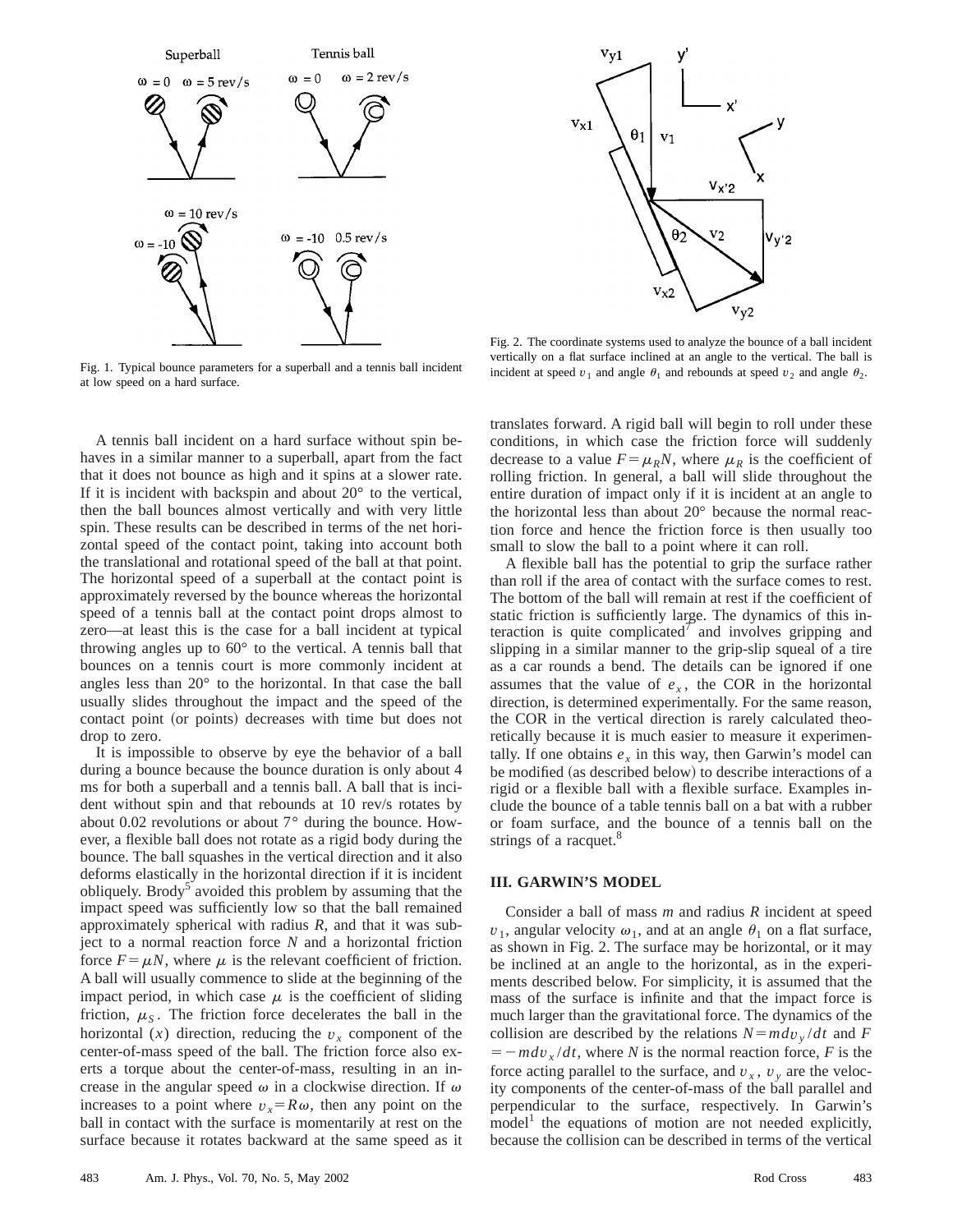Fig. 1. Typical bounce parameters for a superball and a tennis ball incident at low speed on a hard surface.

Fig. 2. The coordinate systems used to analyze the bounce of a ball incident vertically on a flat surface inclined at an angle to the vertical. The ball is incident at speed $v_1$ and angle $\theta_1$ and rebounds at speed $v_2$ and angle $\theta_2$.

A tennis ball incident on a hard surface without spin behaves in a similar manner to a superball, apart from the fact that it does not bounce as high and it spins at a slower rate. If it is incident with backspin and about 20° to the vertical, then the ball bounces almost vertically and with very little spin. These results can be described in terms of the net horizontal speed of the contact point, taking into account both the translational and rotational speed of the ball at that point. The horizontal speed of a superball at the contact point is approximately reversed by the bounce whereas the horizontal speed of a tennis ball at the contact point drops almost to zero—at least this is the case for a ball incident at typical throwing angles up to 60° to the vertical. A tennis ball that bounces on a tennis court is more commonly incident at angles less than 20° to the horizontal. In that case the ball usually slides throughout the impact and the speed of the contact point (or points) decreases with time but does not drop to zero.

It is impossible to observe by eye the behavior of a ball during a bounce because the bounce duration is only about 4 ms for both a superball and a tennis ball. A ball that is incident without spin and that rebounds at 10 rev/s rotates by about 0.02 revolutions or about 7° during the bounce. However, a flexible ball does not rotate as a rigid body during the bounce. The ball squashes in the vertical direction and it also deforms elastically in the horizontal direction if it is incident obliquely. Brody[5] avoided this problem by assuming that the impact speed was sufficiently low so that the ball remained approximately spherical with radius $R$, and that it was subject to a normal reaction force $N$ and a horizontal friction force $F=\mu N$, where $\mu$ is the relevant coefficient of friction. A ball will usually commence to slide at the beginning of the impact period, in which case $\mu$ is the coefficient of sliding friction, $\mu_S$. The friction force decelerates the ball in the horizontal ($x$) direction, reducing the $v_x$ component of the center-of-mass speed of the ball. The friction force also exerts a torque about the center-of-mass, resulting in an increase in the angular speed $\omega$ in a clockwise direction. If $\omega$ increases to a point where $v_x = R\omega$, then any point on the ball in contact with the surface is momentarily at rest on the surface because it rotates backward at the same speed as it translates forward. A rigid ball will begin to roll under these conditions, in which case the friction force will suddenly decrease to a value $F=\mu_R N$, where $\mu_R$ is the coefficient of rolling friction. In general, a ball will slide throughout the entire duration of impact only if it is incident at an angle to the horizontal less than about 20° because the normal reaction force and hence the friction force is then usually too small to slow the ball to a point where it can roll.

A flexible ball has the potential to grip the surface rather than roll if the area of contact with the surface comes to rest. The bottom of the ball will remain at rest if the coefficient of static friction is sufficiently large. The dynamics of this interaction is quite complicated[7] and involves gripping and slipping in a similar manner to the grip-slip squeal of a tire as a car rounds a bend. The details can be ignored if one assumes that the value of $e_x$, the COR in the horizontal direction, is determined experimentally. For the same reason, the COR in the vertical direction is rarely calculated theoretically because it is much easier to measure it experimentally. If one obtains $e_x$ in this way, then Garwin's model can be modified (as described below) to describe interactions of a rigid or a flexible ball with a flexible surface. Examples include the bounce of a table tennis ball on a bat with a rubber or foam surface, and the bounce of a tennis ball on the strings of a racquet.[8]

## III. GARWIN'S MODEL

Consider a ball of mass $m$ and radius $R$ incident at speed $v_1$, angular velocity $\omega_1$, and at an angle $\theta_1$ on a flat surface, as shown in Fig. 2. The surface may be horizontal, or it may be inclined at an angle to the horizontal, as in the experiments described below. For simplicity, it is assumed that the mass of the surface is infinite and that the impact force is much larger than the gravitational force. The dynamics of the collision are described by the relations $N = m\,dv_y/dt$ and $F = -m\,dv_x/dt$, where $N$ is the normal reaction force, $F$ is the force acting parallel to the surface, and $v_x$, $v_y$ are the velocity components of the center-of-mass of the ball parallel and perpendicular to the surface, respectively. In Garwin's model[1] the equations of motion are not needed explicitly, because the collision can be described in terms of the vertical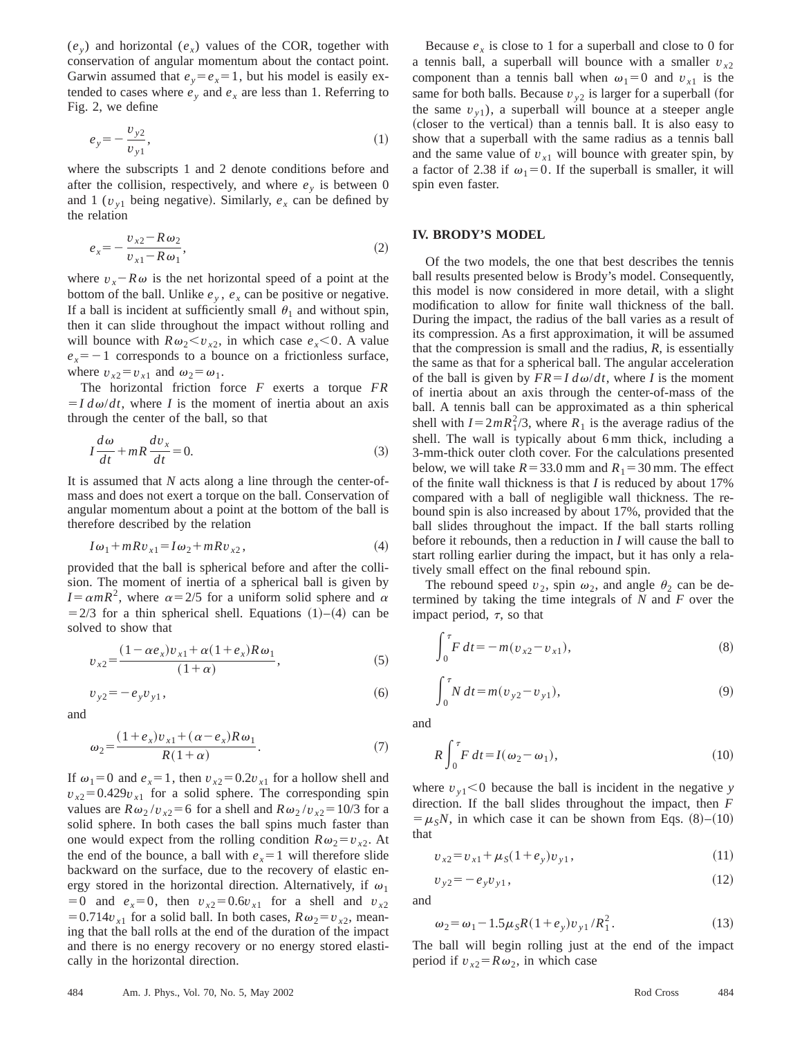($e_y$) and horizontal ($e_x$) values of the COR, together with conservation of angular momentum about the contact point. Garwin assumed that $e_y = e_x = 1$, but his model is easily extended to cases where $e_y$ and $e_x$ are less than 1. Referring to Fig. 2, we define

$$e_y = -\frac{v_{y2}}{v_{y1}}, \tag{1}$$

where the subscripts 1 and 2 denote conditions before and after the collision, respectively, and where $e_y$ is between 0 and 1 ($v_{y1}$ being negative). Similarly, $e_x$ can be defined by the relation

$$e_x = -\frac{v_{x2} - R\omega_2}{v_{x1} - R\omega_1}, \tag{2}$$

where $v_x - R\omega$ is the net horizontal speed of a point at the bottom of the ball. Unlike $e_y$, $e_x$ can be positive or negative. If a ball is incident at sufficiently small $\theta_1$ and without spin, then it can slide throughout the impact without rolling and will bounce with $R\omega_2 < v_{x2}$, in which case $e_x < 0$. A value $e_x = -1$ corresponds to a bounce on a frictionless surface, where $v_{x2} = v_{x1}$ and $\omega_2 = \omega_1$.

The horizontal friction force $F$ exerts a torque $FR = I\,d\omega/dt$, where $I$ is the moment of inertia about an axis through the center of the ball, so that

$$I\frac{d\omega}{dt} + mR\frac{dv_x}{dt} = 0. \tag{3}$$

It is assumed that $N$ acts along a line through the center-of-mass and does not exert a torque on the ball. Conservation of angular momentum about a point at the bottom of the ball is therefore described by the relation

$$I\omega_1 + mRv_{x1} = I\omega_2 + mRv_{x2}, \tag{4}$$

provided that the ball is spherical before and after the collision. The moment of inertia of a spherical ball is given by $I = \alpha mR^2$, where $\alpha = 2/5$ for a uniform solid sphere and $\alpha = 2/3$ for a thin spherical shell. Equations (1)–(4) can be solved to show that

$$v_{x2} = \frac{(1 - \alpha e_x)v_{x1} + \alpha(1 + e_x)R\omega_1}{(1 + \alpha)}, \tag{5}$$

$$v_{y2} = -e_y v_{y1}, \tag{6}$$

and

$$\omega_2 = \frac{(1 + e_x)v_{x1} + (\alpha - e_x)R\omega_1}{R(1 + \alpha)}. \tag{7}$$

If $\omega_1 = 0$ and $e_x = 1$, then $v_{x2} = 0.2v_{x1}$ for a hollow shell and $v_{x2} = 0.429v_{x1}$ for a solid sphere. The corresponding spin values are $R\omega_2/v_{x2} = 6$ for a shell and $R\omega_2/v_{x2} = 10/3$ for a solid sphere. In both cases the ball spins much faster than one would expect from the rolling condition $R\omega_2 = v_{x2}$. At the end of the bounce, a ball with $e_x = 1$ will therefore slide backward on the surface, due to the recovery of elastic energy stored in the horizontal direction. Alternatively, if $\omega_1 = 0$ and $e_x = 0$, then $v_{x2} = 0.6v_{x1}$ for a shell and $v_{x2} = 0.714v_{x1}$ for a solid ball. In both cases, $R\omega_2 = v_{x2}$, meaning that the ball rolls at the end of the duration of the impact and there is no energy recovery or no energy stored elastically in the horizontal direction.

Because $e_x$ is close to 1 for a superball and close to 0 for a tennis ball, a superball will bounce with a smaller $v_{x2}$ component than a tennis ball when $\omega_1 = 0$ and $v_{x1}$ is the same for both balls. Because $v_{y2}$ is larger for a superball (for the same $v_{y1}$), a superball will bounce at a steeper angle (closer to the vertical) than a tennis ball. It is also easy to show that a superball with the same radius as a tennis ball and the same value of $v_{x1}$ will bounce with greater spin, by a factor of 2.38 if $\omega_1 = 0$. If the superball is smaller, it will spin even faster.

## IV. BRODY'S MODEL

Of the two models, the one that best describes the tennis ball results presented below is Brody's model. Consequently, this model is now considered in more detail, with a slight modification to allow for finite wall thickness of the ball. During the impact, the radius of the ball varies as a result of its compression. As a first approximation, it will be assumed that the compression is small and the radius, $R$, is essentially the same as that for a spherical ball. The angular acceleration of the ball is given by $FR = I\,d\omega/dt$, where $I$ is the moment of inertia about an axis through the center-of-mass of the ball. A tennis ball can be approximated as a thin spherical shell with $I = 2mR_1^2/3$, where $R_1$ is the average radius of the shell. The wall is typically about 6 mm thick, including a 3-mm-thick outer cloth cover. For the calculations presented below, we will take $R = 33.0$ mm and $R_1 = 30$ mm. The effect of the finite wall thickness is that $I$ is reduced by about 17% compared with a ball of negligible wall thickness. The rebound spin is also increased by about 17%, provided that the ball slides throughout the impact. If the ball starts rolling before it rebounds, then a reduction in $I$ will cause the ball to start rolling earlier during the impact, but it has only a relatively small effect on the final rebound spin.

The rebound speed $v_2$, spin $\omega_2$, and angle $\theta_2$ can be determined by taking the time integrals of $N$ and $F$ over the impact period, $\tau$, so that

$$\int_0^\tau F\,dt = -m(v_{x2} - v_{x1}), \tag{8}$$

$$\int_0^\tau N\,dt = m(v_{y2} - v_{y1}), \tag{9}$$

and

$$R\int_0^\tau F\,dt = I(\omega_2 - \omega_1), \tag{10}$$

where $v_{y1} < 0$ because the ball is incident in the negative $y$ direction. If the ball slides throughout the impact, then $F = \mu_S N$, in which case it can be shown from Eqs. (8)–(10) that

$$v_{x2} = v_{x1} + \mu_S(1 + e_y)v_{y1}, \tag{11}$$

$$v_{y2} = -e_y v_{y1}, \tag{12}$$

and

$$\omega_2 = \omega_1 - 1.5\mu_S R(1 + e_y)v_{y1}/R_1^2. \tag{13}$$

The ball will begin rolling just at the end of the impact period if $v_{x2} = R\omega_2$, in which case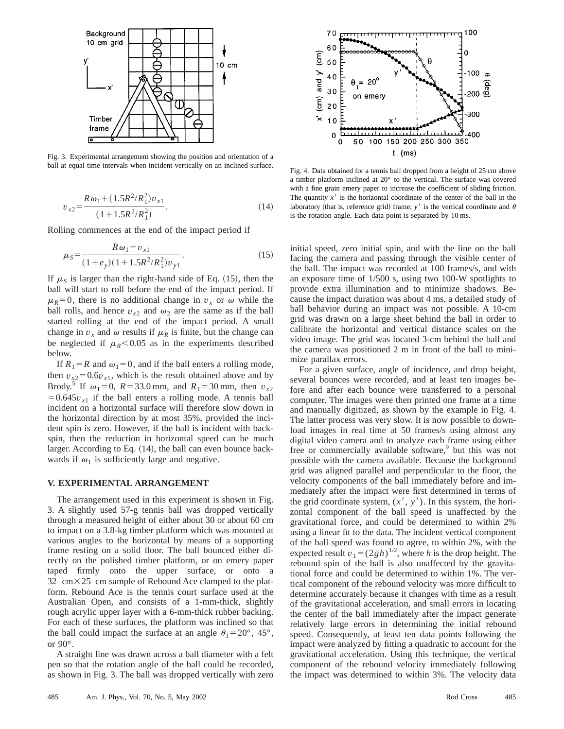Fig. 3. Experimental arrangement showing the position and orientation of a ball at equal time intervals when incident vertically on an inclined surface.

$$v_{x2}=\frac{R\omega_1+(1.5R^2/R_1^2)v_{x1}}{(1+1.5R^2/R_1^2)}. \tag{14}$$

Rolling commences at the end of the impact period if

$$\mu_S=\frac{R\omega_1-v_{x1}}{(1+e_y)(1+1.5R^2/R_1^2)v_{y1}}. \tag{15}$$

If $\mu_S$ is larger than the right-hand side of Eq. (15), then the ball will start to roll before the end of the impact period. If $\mu_R=0$, there is no additional change in $v_x$ or $\omega$ while the ball rolls, and hence $v_{x2}$ and $\omega_2$ are the same as if the ball started rolling at the end of the impact period. A small change in $v_x$ and $\omega$ results if $\mu_R$ is finite, but the change can be neglected if $\mu_R<0.05$ as in the experiments described below.

If $R_1=R$ and $\omega_1=0$, and if the ball enters a rolling mode, then $v_{x2}=0.6v_{x1}$, which is the result obtained above and by Brody.[5] If $\omega_1=0$, $R=33.0$ mm, and $R_1=30$ mm, then $v_{x2}=0.645v_{x1}$ if the ball enters a rolling mode. A tennis ball incident on a horizontal surface will therefore slow down in the horizontal direction by at most 35%, provided the incident spin is zero. However, if the ball is incident with backspin, then the reduction in horizontal speed can be much larger. According to Eq. (14), the ball can even bounce backwards if $\omega_1$ is sufficiently large and negative.

## V. EXPERIMENTAL ARRANGEMENT

The arrangement used in this experiment is shown in Fig. 3. A slightly used 57-g tennis ball was dropped vertically through a measured height of either about 30 or about 60 cm to impact on a 3.8-kg timber platform which was mounted at various angles to the horizontal by means of a supporting frame resting on a solid floor. The ball bounced either directly on the polished timber platform, or on emery paper taped firmly onto the upper surface, or onto a 32 cm×25 cm sample of Rebound Ace clamped to the platform. Rebound Ace is the tennis court surface used at the Australian Open, and consists of a 1-mm-thick, slightly rough acrylic upper layer with a 6-mm-thick rubber backing. For each of these surfaces, the platform was inclined so that the ball could impact the surface at an angle $\theta_1=20°$, 45°, or 90°.

A straight line was drawn across a ball diameter with a felt pen so that the rotation angle of the ball could be recorded, as shown in Fig. 3. The ball was dropped vertically with zero initial speed, zero initial spin, and with the line on the ball facing the camera and passing through the visible center of the ball. The impact was recorded at 100 frames/s, and with an exposure time of 1/500 s, using two 100-W spotlights to provide extra illumination and to minimize shadows. Because the impact duration was about 4 ms, a detailed study of ball behavior during an impact was not possible. A 10-cm grid was drawn on a large sheet behind the ball in order to calibrate the horizontal and vertical distance scales on the video image. The grid was located 3-cm behind the ball and the camera was positioned 2 m in front of the ball to minimize parallax errors.

Fig. 4. Data obtained for a tennis ball dropped from a height of 25 cm above a timber platform inclined at 20° to the vertical. The surface was covered with a fine grain emery paper to increase the coefficient of sliding friction. The quantity $x'$ is the horizontal coordinate of the center of the ball in the laboratory (that is, reference grid) frame; $y'$ is the vertical coordinate and $\theta$ is the rotation angle. Each data point is separated by 10 ms.

For a given surface, angle of incidence, and drop height, several bounces were recorded, and at least ten images before and after each bounce were transferred to a personal computer. The images were then printed one frame at a time and manually digitized, as shown by the example in Fig. 4. The latter process was very slow. It is now possible to download images in real time at 50 frames/s using almost any digital video camera and to analyze each frame using either free or commercially available software,[9] but this was not possible with the camera available. Because the background grid was aligned parallel and perpendicular to the floor, the velocity components of the ball immediately before and immediately after the impact were first determined in terms of the grid coordinate system, $(x', y')$. In this system, the horizontal component of the ball speed is unaffected by the gravitational force, and could be determined to within 2% using a linear fit to the data. The incident vertical component of the ball speed was found to agree, to within 2%, with the expected result $v_1=(2gh)^{1/2}$, where $h$ is the drop height. The rebound spin of the ball is also unaffected by the gravitational force and could be determined to within 1%. The vertical component of the rebound velocity was more difficult to determine accurately because it changes with time as a result of the gravitational acceleration, and small errors in locating the center of the ball immediately after the impact generate relatively large errors in determining the initial rebound speed. Consequently, at least ten data points following the impact were analyzed by fitting a quadratic to account for the gravitational acceleration. Using this technique, the vertical component of the rebound velocity immediately following the impact was determined to within 3%. The velocity data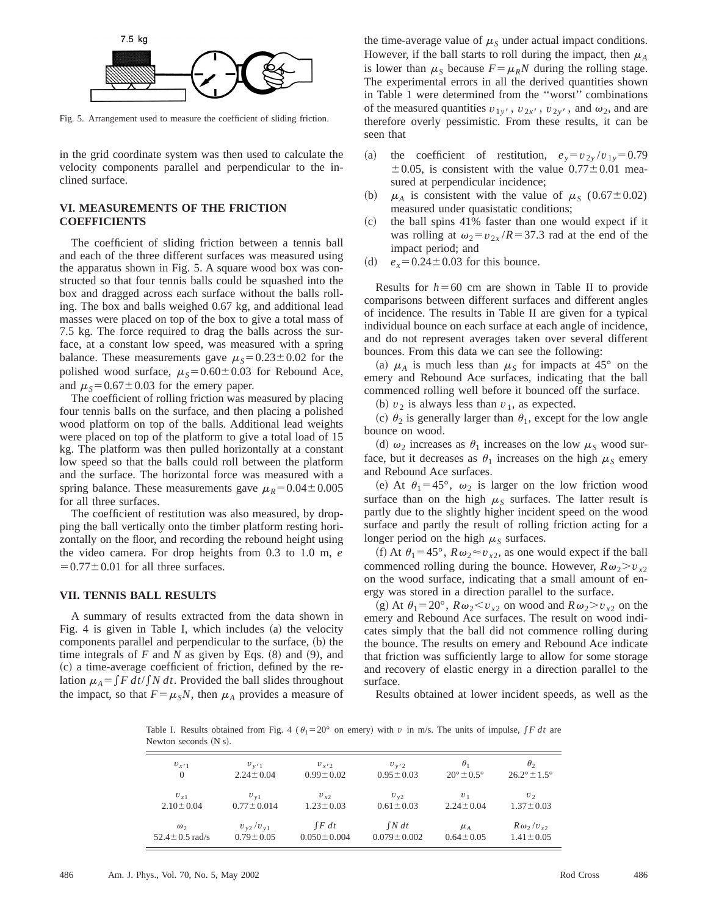Fig. 5. Arrangement used to measure the coefficient of sliding friction.

in the grid coordinate system was then used to calculate the velocity components parallel and perpendicular to the inclined surface.

## VI. MEASUREMENTS OF THE FRICTION COEFFICIENTS

The coefficient of sliding friction between a tennis ball and each of the three different surfaces was measured using the apparatus shown in Fig. 5. A square wood box was constructed so that four tennis balls could be squashed into the box and dragged across each surface without the balls rolling. The box and balls weighed 0.67 kg, and additional lead masses were placed on top of the box to give a total mass of 7.5 kg. The force required to drag the balls across the surface, at a constant low speed, was measured with a spring balance. These measurements gave $\mu_S = 0.23 \pm 0.02$ for the polished wood surface, $\mu_S = 0.60 \pm 0.03$ for Rebound Ace, and $\mu_S = 0.67 \pm 0.03$ for the emery paper.

The coefficient of rolling friction was measured by placing four tennis balls on the surface, and then placing a polished wood platform on top of the balls. Additional lead weights were placed on top of the platform to give a total load of 15 kg. The platform was then pulled horizontally at a constant low speed so that the balls could roll between the platform and the surface. The horizontal force was measured with a spring balance. These measurements gave $\mu_R = 0.04 \pm 0.005$ for all three surfaces.

The coefficient of restitution was also measured, by dropping the ball vertically onto the timber platform resting horizontally on the floor, and recording the rebound height using the video camera. For drop heights from 0.3 to 1.0 m, $e = 0.77 \pm 0.01$ for all three surfaces.

## VII. TENNIS BALL RESULTS

A summary of results extracted from the data shown in Fig. 4 is given in Table I, which includes (a) the velocity components parallel and perpendicular to the surface, (b) the time integrals of $F$ and $N$ as given by Eqs. (8) and (9), and (c) a time-average coefficient of friction, defined by the relation $\mu_A = \int F\,dt / \int N\,dt$. Provided the ball slides throughout the impact, so that $F = \mu_S N$, then $\mu_A$ provides a measure of the time-average value of $\mu_S$ under actual impact conditions. However, if the ball starts to roll during the impact, then $\mu_A$ is lower than $\mu_S$ because $F = \mu_R N$ during the rolling stage. The experimental errors in all the derived quantities shown in Table 1 were determined from the "worst" combinations of the measured quantities $v_{1y'}$, $v_{2x'}$, $v_{2y'}$, and $\omega_2$, and are therefore overly pessimistic. From these results, it can be seen that

(a) the coefficient of restitution, $e_y = v_{2y}/v_{1y} = 0.79 \pm 0.05$, is consistent with the value $0.77 \pm 0.01$ measured at perpendicular incidence;

(b) $\mu_A$ is consistent with the value of $\mu_S$ ($0.67 \pm 0.02$) measured under quasistatic conditions;

(c) the ball spins 41% faster than one would expect if it was rolling at $\omega_2 = v_{2x}/R = 37.3$ rad at the end of the impact period; and

(d) $e_x = 0.24 \pm 0.03$ for this bounce.

Results for $h = 60$ cm are shown in Table II to provide comparisons between different surfaces and different angles of incidence. The results in Table II are given for a typical individual bounce on each surface at each angle of incidence, and do not represent averages taken over several different bounces. From this data we can see the following:

(a) $\mu_A$ is much less than $\mu_S$ for impacts at 45° on the emery and Rebound Ace surfaces, indicating that the ball commenced rolling well before it bounced off the surface.

(b) $v_2$ is always less than $v_1$, as expected.

(c) $\theta_2$ is generally larger than $\theta_1$, except for the low angle bounce on wood.

(d) $\omega_2$ increases as $\theta_1$ increases on the low $\mu_S$ wood surface, but it decreases as $\theta_1$ increases on the high $\mu_S$ emery and Rebound Ace surfaces.

(e) At $\theta_1 = 45°$, $\omega_2$ is larger on the low friction wood surface than on the high $\mu_S$ surfaces. The latter result is partly due to the slightly higher incident speed on the wood surface and partly the result of rolling friction acting for a longer period on the high $\mu_S$ surfaces.

(f) At $\theta_1 = 45°$, $R\omega_2 \approx v_{x2}$, as one would expect if the ball commenced rolling during the bounce. However, $R\omega_2 > v_{x2}$ on the wood surface, indicating that a small amount of energy was stored in a direction parallel to the surface.

(g) At $\theta_1 = 20°$, $R\omega_2 < v_{x2}$ on wood and $R\omega_2 > v_{x2}$ on the emery and Rebound Ace surfaces. The result on wood indicates simply that the ball did not commence rolling during the bounce. The results on emery and Rebound Ace indicate that friction was sufficiently large to allow for some storage and recovery of elastic energy in a direction parallel to the surface.

Results obtained at lower incident speeds, as well as the

Table I. Results obtained from Fig. 4 ($\theta_1 = 20°$ on emery) with $v$ in m/s. The units of impulse, $\int F\,dt$ are Newton seconds (N s).

| $v_{x'1}$ | $v_{y'1}$ | $v_{x'2}$ | $v_{y'2}$ | $\theta_1$ | $\theta_2$ |
|---|---|---|---|---|---|
| 0 | $2.24 \pm 0.04$ | $0.99 \pm 0.02$ | $0.95 \pm 0.03$ | $20° \pm 0.5°$ | $26.2° \pm 1.5°$ |
| $v_{x1}$ | $v_{y1}$ | $v_{x2}$ | $v_{y2}$ | $v_1$ | $v_2$ |
| $2.10 \pm 0.04$ | $0.77 \pm 0.014$ | $1.23 \pm 0.03$ | $0.61 \pm 0.03$ | $2.24 \pm 0.04$ | $1.37 \pm 0.03$ |
| $\omega_2$ | $v_{y2}/v_{y1}$ | $\int F\,dt$ | $\int N\,dt$ | $\mu_A$ | $R\omega_2/v_{x2}$ |
| $52.4 \pm 0.5$ rad/s | $0.79 \pm 0.05$ | $0.050 \pm 0.004$ | $0.079 \pm 0.002$ | $0.64 \pm 0.05$ | $1.41 \pm 0.05$ |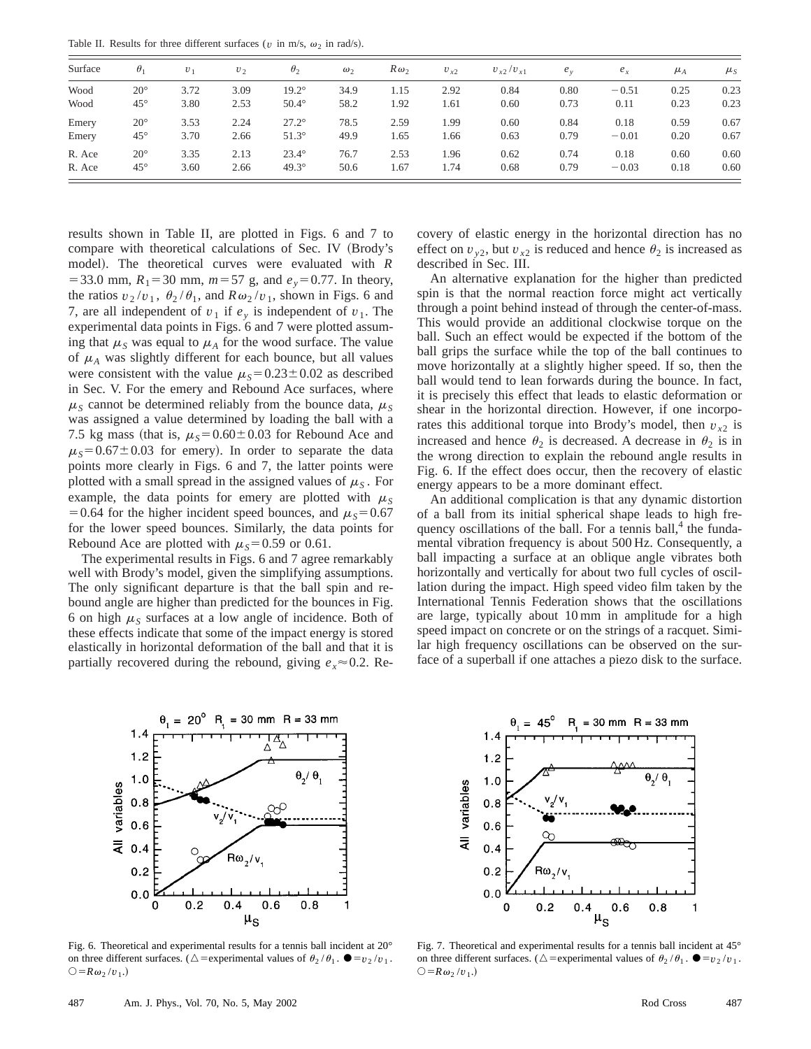Table II. Results for three different surfaces ($v$ in m/s, $\omega_2$ in rad/s).

| Surface | $\theta_1$ | $v_1$ | $v_2$ | $\theta_2$ | $\omega_2$ | $R\omega_2$ | $v_{x2}$ | $v_{x2}/v_{x1}$ | $e_y$ | $e_x$ | $\mu_A$ | $\mu_S$ |
|---|---|---|---|---|---|---|---|---|---|---|---|---|
| Wood | 20° | 3.72 | 3.09 | 19.2° | 34.9 | 1.15 | 2.92 | 0.84 | 0.80 | −0.51 | 0.25 | 0.23 |
| Wood | 45° | 3.80 | 2.53 | 50.4° | 58.2 | 1.92 | 1.61 | 0.60 | 0.73 | 0.11 | 0.23 | 0.23 |
| Emery | 20° | 3.53 | 2.24 | 27.2° | 78.5 | 2.59 | 1.99 | 0.60 | 0.84 | 0.18 | 0.59 | 0.67 |
| Emery | 45° | 3.70 | 2.66 | 51.3° | 49.9 | 1.65 | 1.66 | 0.63 | 0.79 | −0.01 | 0.20 | 0.67 |
| R. Ace | 20° | 3.35 | 2.13 | 23.4° | 76.7 | 2.53 | 1.96 | 0.62 | 0.74 | 0.18 | 0.60 | 0.60 |
| R. Ace | 45° | 3.60 | 2.66 | 49.3° | 50.6 | 1.67 | 1.74 | 0.68 | 0.79 | −0.03 | 0.18 | 0.60 |

results shown in Table II, are plotted in Figs. 6 and 7 to compare with theoretical calculations of Sec. IV (Brody's model). The theoretical curves were evaluated with $R = 33.0$ mm, $R_1 = 30$ mm, $m = 57$ g, and $e_y = 0.77$. In theory, the ratios $v_2/v_1$, $\theta_2/\theta_1$, and $R\omega_2/v_1$, shown in Figs. 6 and 7, are all independent of $v_1$ if $e_y$ is independent of $v_1$. The experimental data points in Figs. 6 and 7 were plotted assuming that $\mu_S$ was equal to $\mu_A$ for the wood surface. The value of $\mu_A$ was slightly different for each bounce, but all values were consistent with the value $\mu_S = 0.23 \pm 0.02$ as described in Sec. V. For the emery and Rebound Ace surfaces, where $\mu_S$ cannot be determined reliably from the bounce data, $\mu_S$ was assigned a value determined by loading the ball with a 7.5 kg mass (that is, $\mu_S = 0.60 \pm 0.03$ for Rebound Ace and $\mu_S = 0.67 \pm 0.03$ for emery). In order to separate the data points more clearly in Figs. 6 and 7, the latter points were plotted with a small spread in the assigned values of $\mu_S$. For example, the data points for emery are plotted with $\mu_S = 0.64$ for the higher incident speed bounces, and $\mu_S = 0.67$ for the lower speed bounces. Similarly, the data points for Rebound Ace are plotted with $\mu_S = 0.59$ or 0.61.

The experimental results in Figs. 6 and 7 agree remarkably well with Brody's model, given the simplifying assumptions. The only significant departure is that the ball spin and rebound angle are higher than predicted for the bounces in Fig. 6 on high $\mu_S$ surfaces at a low angle of incidence. Both of these effects indicate that some of the impact energy is stored elastically in horizontal deformation of the ball and that it is partially recovered during the rebound, giving $e_x \approx 0.2$. Recovery of elastic energy in the horizontal direction has no effect on $v_{y2}$, but $v_{x2}$ is reduced and hence $\theta_2$ is increased as described in Sec. III.

An alternative explanation for the higher than predicted spin is that the normal reaction force might act vertically through a point behind instead of through the center-of-mass. This would provide an additional clockwise torque on the ball. Such an effect would be expected if the bottom of the ball grips the surface while the top of the ball continues to move horizontally at a slightly higher speed. If so, then the ball would tend to lean forwards during the bounce. In fact, it is precisely this effect that leads to elastic deformation or shear in the horizontal direction. However, if one incorporates this additional torque into Brody's model, then $v_{x2}$ is increased and hence $\theta_2$ is decreased. A decrease in $\theta_2$ is in the wrong direction to explain the rebound angle results in Fig. 6. If the effect does occur, then the recovery of elastic energy appears to be a more dominant effect.

An additional complication is that any dynamic distortion of a ball from its initial spherical shape leads to high frequency oscillations of the ball. For a tennis ball,[4] the fundamental vibration frequency is about 500 Hz. Consequently, a ball impacting a surface at an oblique angle vibrates both horizontally and vertically for about two full cycles of oscillation during the impact. High speed video film taken by the International Tennis Federation shows that the oscillations are large, typically about 10 mm in amplitude for a high speed impact on concrete or on the strings of a racquet. Similar high frequency oscillations can be observed on the surface of a superball if one attaches a piezo disk to the surface.

Fig. 6. Theoretical and experimental results for a tennis ball incident at 20° on three different surfaces. (△=experimental values of $\theta_2/\theta_1$. ●=$v_2/v_1$. ○=$R\omega_2/v_1$.)

Fig. 7. Theoretical and experimental results for a tennis ball incident at 45° on three different surfaces. (△=experimental values of $\theta_2/\theta_1$. ●=$v_2/v_1$. ○=$R\omega_2/v_1$.)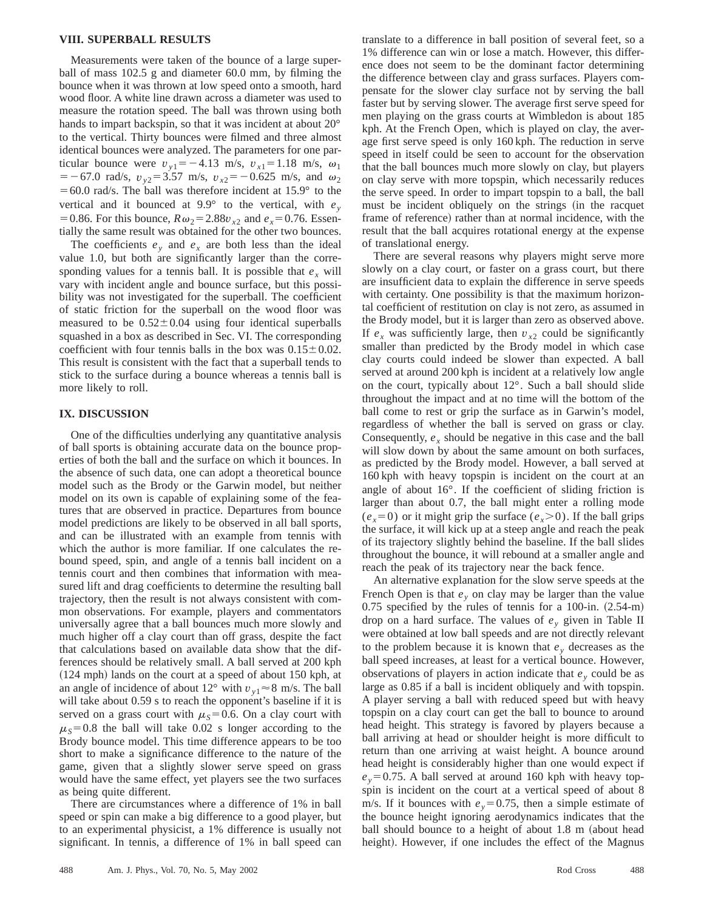## VIII. SUPERBALL RESULTS

Measurements were taken of the bounce of a large superball of mass 102.5 g and diameter 60.0 mm, by filming the bounce when it was thrown at low speed onto a smooth, hard wood floor. A white line drawn across a diameter was used to measure the rotation speed. The ball was thrown using both hands to impart backspin, so that it was incident at about 20° to the vertical. Thirty bounces were filmed and three almost identical bounces were analyzed. The parameters for one particular bounce were $v_{y1} = -4.13$ m/s, $v_{x1} = 1.18$ m/s, $\omega_1 = -67.0$ rad/s, $v_{y2} = 3.57$ m/s, $v_{x2} = -0.625$ m/s, and $\omega_2 = 60.0$ rad/s. The ball was therefore incident at 15.9° to the vertical and it bounced at 9.9° to the vertical, with $e_y = 0.86$. For this bounce, $R\omega_2 = 2.88 v_{x2}$ and $e_x = 0.76$. Essentially the same result was obtained for the other two bounces.

The coefficients $e_y$ and $e_x$ are both less than the ideal value 1.0, but both are significantly larger than the corresponding values for a tennis ball. It is possible that $e_x$ will vary with incident angle and bounce surface, but this possibility was not investigated for the superball. The coefficient of static friction for the superball on the wood floor was measured to be $0.52 \pm 0.04$ using four identical superballs squashed in a box as described in Sec. VI. The corresponding coefficient with four tennis balls in the box was $0.15 \pm 0.02$. This result is consistent with the fact that a superball tends to stick to the surface during a bounce whereas a tennis ball is more likely to roll.

## IX. DISCUSSION

One of the difficulties underlying any quantitative analysis of ball sports is obtaining accurate data on the bounce properties of both the ball and the surface on which it bounces. In the absence of such data, one can adopt a theoretical bounce model such as the Brody or the Garwin model, but neither model on its own is capable of explaining some of the features that are observed in practice. Departures from bounce model predictions are likely to be observed in all ball sports, and can be illustrated with an example from tennis with which the author is more familiar. If one calculates the rebound speed, spin, and angle of a tennis ball incident on a tennis court and then combines that information with measured lift and drag coefficients to determine the resulting ball trajectory, then the result is not always consistent with common observations. For example, players and commentators universally agree that a ball bounces much more slowly and much higher off a clay court than off grass, despite the fact that calculations based on available data show that the differences should be relatively small. A ball served at 200 kph (124 mph) lands on the court at a speed of about 150 kph, at an angle of incidence of about 12° with $v_{y1} \approx 8$ m/s. The ball will take about 0.59 s to reach the opponent's baseline if it is served on a grass court with $\mu_S = 0.6$. On a clay court with $\mu_S = 0.8$ the ball will take 0.02 s longer according to the Brody bounce model. This time difference appears to be too short to make a significance difference to the nature of the game, given that a slightly slower serve speed on grass would have the same effect, yet players see the two surfaces as being quite different.

There are circumstances where a difference of 1% in ball speed or spin can make a big difference to a good player, but to an experimental physicist, a 1% difference is usually not significant. In tennis, a difference of 1% in ball speed can translate to a difference in ball position of several feet, so a 1% difference can win or lose a match. However, this difference does not seem to be the dominant factor determining the difference between clay and grass surfaces. Players compensate for the slower clay surface not by serving the ball faster but by serving slower. The average first serve speed for men playing on the grass courts at Wimbledon is about 185 kph. At the French Open, which is played on clay, the average first serve speed is only 160 kph. The reduction in serve speed in itself could be seen to account for the observation that the ball bounces much more slowly on clay, but players on clay serve with more topspin, which necessarily reduces the serve speed. In order to impart topspin to a ball, the ball must be incident obliquely on the strings (in the racquet frame of reference) rather than at normal incidence, with the result that the ball acquires rotational energy at the expense of translational energy.

There are several reasons why players might serve more slowly on a clay court, or faster on a grass court, but there are insufficient data to explain the difference in serve speeds with certainty. One possibility is that the maximum horizontal coefficient of restitution on clay is not zero, as assumed in the Brody model, but it is larger than zero as observed above. If $e_x$ was sufficiently large, then $v_{x2}$ could be significantly smaller than predicted by the Brody model in which case clay courts could indeed be slower than expected. A ball served at around 200 kph is incident at a relatively low angle on the court, typically about 12°. Such a ball should slide throughout the impact and at no time will the bottom of the ball come to rest or grip the surface as in Garwin's model, regardless of whether the ball is served on grass or clay. Consequently, $e_x$ should be negative in this case and the ball will slow down by about the same amount on both surfaces, as predicted by the Brody model. However, a ball served at 160 kph with heavy topspin is incident on the court at an angle of about 16°. If the coefficient of sliding friction is larger than about 0.7, the ball might enter a rolling mode ($e_x = 0$) or it might grip the surface ($e_x > 0$). If the ball grips the surface, it will kick up at a steep angle and reach the peak of its trajectory slightly behind the baseline. If the ball slides throughout the bounce, it will rebound at a smaller angle and reach the peak of its trajectory near the back fence.

An alternative explanation for the slow serve speeds at the French Open is that $e_y$ on clay may be larger than the value 0.75 specified by the rules of tennis for a 100-in. (2.54-m) drop on a hard surface. The values of $e_y$ given in Table II were obtained at low ball speeds and are not directly relevant to the problem because it is known that $e_y$ decreases as the ball speed increases, at least for a vertical bounce. However, observations of players in action indicate that $e_y$ could be as large as 0.85 if a ball is incident obliquely and with topspin. A player serving a ball with reduced speed but with heavy topspin on a clay court can get the ball to bounce to around head height. This strategy is favored by players because a ball arriving at head or shoulder height is more difficult to return than one arriving at waist height. A bounce around head height is considerably higher than one would expect if $e_y = 0.75$. A ball served at around 160 kph with heavy topspin is incident on the court at a vertical speed of about 8 m/s. If it bounces with $e_y = 0.75$, then a simple estimate of the bounce height ignoring aerodynamics indicates that the ball should bounce to a height of about 1.8 m (about head height). However, if one includes the effect of the Magnus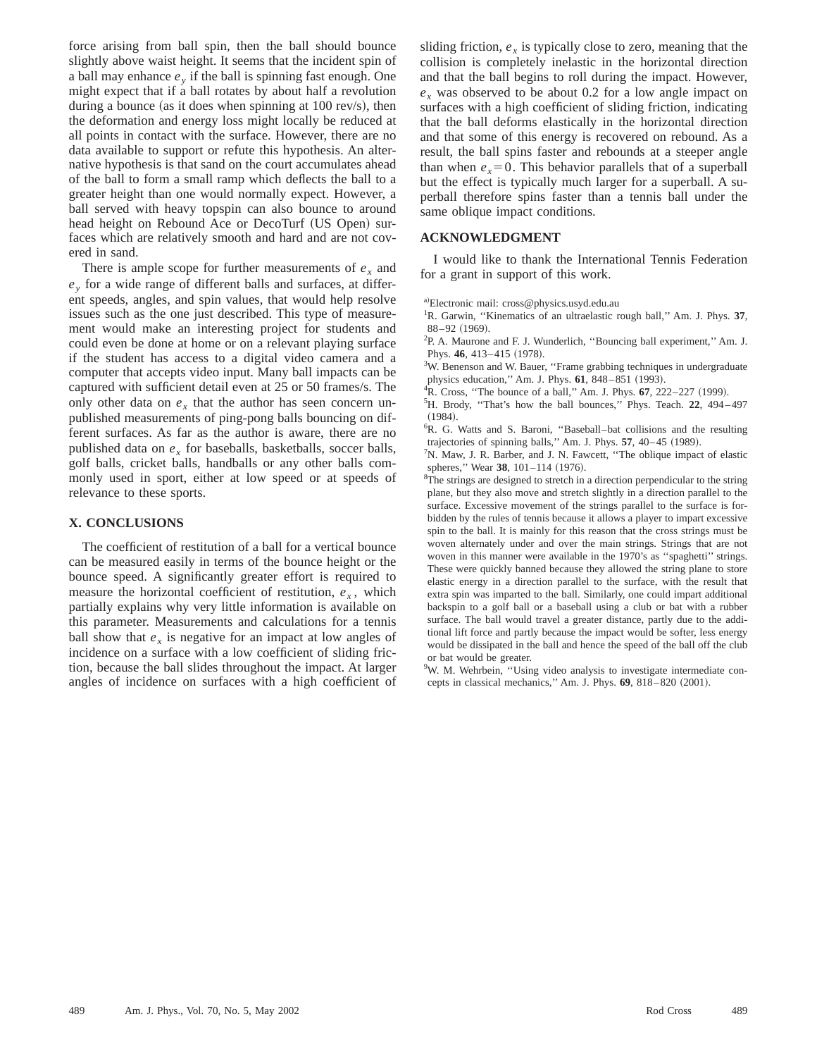force arising from ball spin, then the ball should bounce slightly above waist height. It seems that the incident spin of a ball may enhance $e_y$ if the ball is spinning fast enough. One might expect that if a ball rotates by about half a revolution during a bounce (as it does when spinning at 100 rev/s), then the deformation and energy loss might locally be reduced at all points in contact with the surface. However, there are no data available to support or refute this hypothesis. An alternative hypothesis is that sand on the court accumulates ahead of the ball to form a small ramp which deflects the ball to a greater height than one would normally expect. However, a ball served with heavy topspin can also bounce to around head height on Rebound Ace or DecoTurf (US Open) surfaces which are relatively smooth and hard and are not covered in sand.

There is ample scope for further measurements of $e_x$ and $e_y$ for a wide range of different balls and surfaces, at different speeds, angles, and spin values, that would help resolve issues such as the one just described. This type of measurement would make an interesting project for students and could even be done at home or on a relevant playing surface if the student has access to a digital video camera and a computer that accepts video input. Many ball impacts can be captured with sufficient detail even at 25 or 50 frames/s. The only other data on $e_x$ that the author has seen concern unpublished measurements of ping-pong balls bouncing on different surfaces. As far as the author is aware, there are no published data on $e_x$ for baseballs, basketballs, soccer balls, golf balls, cricket balls, handballs or any other balls commonly used in sport, either at low speed or at speeds of relevance to these sports.

## X. CONCLUSIONS

The coefficient of restitution of a ball for a vertical bounce can be measured easily in terms of the bounce height or the bounce speed. A significantly greater effort is required to measure the horizontal coefficient of restitution, $e_x$, which partially explains why very little information is available on this parameter. Measurements and calculations for a tennis ball show that $e_x$ is negative for an impact at low angles of incidence on a surface with a low coefficient of sliding friction, because the ball slides throughout the impact. At larger angles of incidence on surfaces with a high coefficient of sliding friction, $e_x$ is typically close to zero, meaning that the collision is completely inelastic in the horizontal direction and that the ball begins to roll during the impact. However, $e_x$ was observed to be about 0.2 for a low angle impact on surfaces with a high coefficient of sliding friction, indicating that the ball deforms elastically in the horizontal direction and that some of this energy is recovered on rebound. As a result, the ball spins faster and rebounds at a steeper angle than when $e_x = 0$. This behavior parallels that of a superball but the effect is typically much larger for a superball. A superball therefore spins faster than a tennis ball under the same oblique impact conditions.

## ACKNOWLEDGMENT

I would like to thank the International Tennis Federation for a grant in support of this work.

[a]Electronic mail: cross@physics.usyd.edu.au

[1]R. Garwin, "Kinematics of an ultraelastic rough ball," Am. J. Phys. **37**, 88–92 (1969).

[2]P. A. Maurone and F. J. Wunderlich, "Bouncing ball experiment," Am. J. Phys. **46**, 413–415 (1978).

[3]W. Benenson and W. Bauer, "Frame grabbing techniques in undergraduate physics education," Am. J. Phys. **61**, 848–851 (1993).

[4]R. Cross, "The bounce of a ball," Am. J. Phys. **67**, 222–227 (1999).

[5]H. Brody, "That's how the ball bounces," Phys. Teach. **22**, 494–497 (1984).

[6]R. G. Watts and S. Baroni, "Baseball–bat collisions and the resulting trajectories of spinning balls," Am. J. Phys. **57**, 40–45 (1989).

[7]N. Maw, J. R. Barber, and J. N. Fawcett, "The oblique impact of elastic spheres," Wear **38**, 101–114 (1976).

[8]The strings are designed to stretch in a direction perpendicular to the string plane, but they also move and stretch slightly in a direction parallel to the surface. Excessive movement of the strings parallel to the surface is forbidden by the rules of tennis because it allows a player to impart excessive spin to the ball. It is mainly for this reason that the cross strings must be woven alternately under and over the main strings. Strings that are not woven in this manner were available in the 1970's as "spaghetti" strings. These were quickly banned because they allowed the string plane to store elastic energy in a direction parallel to the surface, with the result that extra spin was imparted to the ball. Similarly, one could impart additional backspin to a golf ball or a baseball using a club or bat with a rubber surface. The ball would travel a greater distance, partly due to the additional lift force and partly because the impact would be softer, less energy would be dissipated in the ball and hence the speed of the ball off the club or bat would be greater.

[9]W. M. Wehrbein, "Using video analysis to investigate intermediate concepts in classical mechanics," Am. J. Phys. **69**, 818–820 (2001).